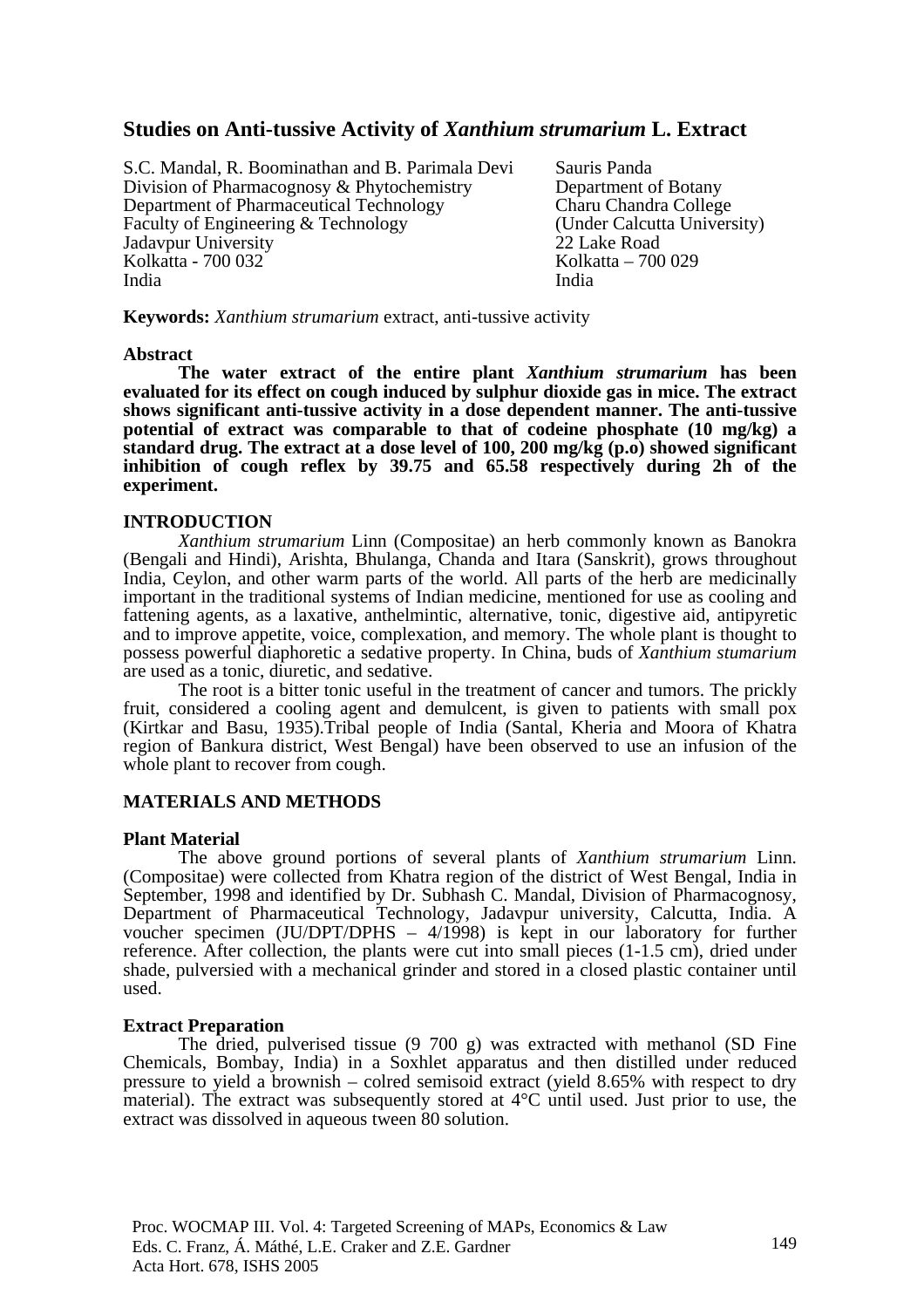# Studies on Anti-tussive Activity of *Xanthium strumarium* L. Extract

S.C. Mandal, R. Boominathan and B. Parimala Devi
Division of Pharmacognosy & Phytochemistry
Department of Pharmaceutical Technology
Faculty of Engineering & Technology
Jadavpur University
Kolkatta - 700 032
India

Sauris Panda
Department of Botany
Charu Chandra College
(Under Calcutta University)
22 Lake Road
Kolkatta – 700 029
India

**Keywords:** *Xanthium strumarium* extract, anti-tussive activity

## Abstract

**The water extract of the entire plant *Xanthium strumarium* has been evaluated for its effect on cough induced by sulphur dioxide gas in mice. The extract shows significant anti-tussive activity in a dose dependent manner. The anti-tussive potential of extract was comparable to that of codeine phosphate (10 mg/kg) a standard drug. The extract at a dose level of 100, 200 mg/kg (p.o) showed significant inhibition of cough reflex by 39.75 and 65.58 respectively during 2h of the experiment.**

## INTRODUCTION

*Xanthium strumarium* Linn (Compositae) an herb commonly known as Banokra (Bengali and Hindi), Arishta, Bhulanga, Chanda and Itara (Sanskrit), grows throughout India, Ceylon, and other warm parts of the world. All parts of the herb are medicinally important in the traditional systems of Indian medicine, mentioned for use as cooling and fattening agents, as a laxative, anthelmintic, alternative, tonic, digestive aid, antipyretic and to improve appetite, voice, complexation, and memory. The whole plant is thought to possess powerful diaphoretic a sedative property. In China, buds of *Xanthium stumarium* are used as a tonic, diuretic, and sedative.

The root is a bitter tonic useful in the treatment of cancer and tumors. The prickly fruit, considered a cooling agent and demulcent, is given to patients with small pox (Kirtkar and Basu, 1935).Tribal people of India (Santal, Kheria and Moora of Khatra region of Bankura district, West Bengal) have been observed to use an infusion of the whole plant to recover from cough.

## MATERIALS AND METHODS

### Plant Material

The above ground portions of several plants of *Xanthium strumarium* Linn. (Compositae) were collected from Khatra region of the district of West Bengal, India in September, 1998 and identified by Dr. Subhash C. Mandal, Division of Pharmacognosy, Department of Pharmaceutical Technology, Jadavpur university, Calcutta, India. A voucher specimen (JU/DPT/DPHS – 4/1998) is kept in our laboratory for further reference. After collection, the plants were cut into small pieces (1-1.5 cm), dried under shade, pulversied with a mechanical grinder and stored in a closed plastic container until used.

### Extract Preparation

The dried, pulverised tissue (9 700 g) was extracted with methanol (SD Fine Chemicals, Bombay, India) in a Soxhlet apparatus and then distilled under reduced pressure to yield a brownish – colred semisoid extract (yield 8.65% with respect to dry material). The extract was subsequently stored at 4°C until used. Just prior to use, the extract was dissolved in aqueous tween 80 solution.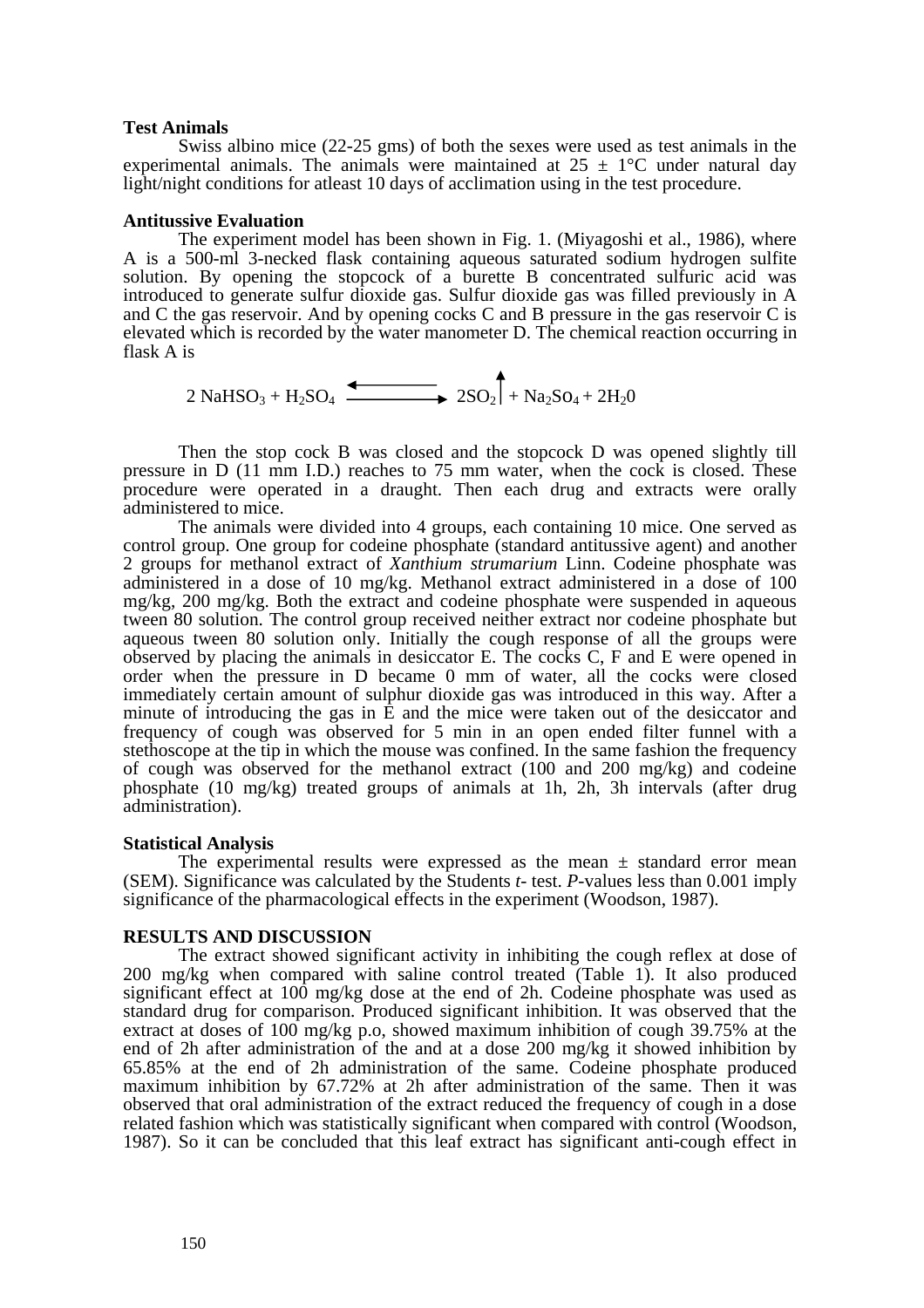**Test Animals**

Swiss albino mice (22-25 gms) of both the sexes were used as test animals in the experimental animals. The animals were maintained at 25 ± 1°C under natural day light/night conditions for atleast 10 days of acclimation using in the test procedure.

**Antitussive Evaluation**

The experiment model has been shown in Fig. 1. (Miyagoshi et al., 1986), where A is a 500-ml 3-necked flask containing aqueous saturated sodium hydrogen sulfite solution. By opening the stopcock of a burette B concentrated sulfuric acid was introduced to generate sulfur dioxide gas. Sulfur dioxide gas was filled previously in A and C the gas reservoir. And by opening cocks C and B pressure in the gas reservoir C is elevated which is recorded by the water manometer D. The chemical reaction occurring in flask A is

$$2\ NaHSO_3 + H_2SO_4 \rightleftharpoons 2SO_2\uparrow + Na_2SO_4 + 2H_20$$

Then the stop cock B was closed and the stopcock D was opened slightly till pressure in D (11 mm I.D.) reaches to 75 mm water, when the cock is closed. These procedure were operated in a draught. Then each drug and extracts were orally administered to mice.

The animals were divided into 4 groups, each containing 10 mice. One served as control group. One group for codeine phosphate (standard antitussive agent) and another 2 groups for methanol extract of *Xanthium strumarium* Linn. Codeine phosphate was administered in a dose of 10 mg/kg. Methanol extract administered in a dose of 100 mg/kg, 200 mg/kg. Both the extract and codeine phosphate were suspended in aqueous tween 80 solution. The control group received neither extract nor codeine phosphate but aqueous tween 80 solution only. Initially the cough response of all the groups were observed by placing the animals in desiccator E. The cocks C, F and E were opened in order when the pressure in D became 0 mm of water, all the cocks were closed immediately certain amount of sulphur dioxide gas was introduced in this way. After a minute of introducing the gas in E and the mice were taken out of the desiccator and frequency of cough was observed for 5 min in an open ended filter funnel with a stethoscope at the tip in which the mouse was confined. In the same fashion the frequency of cough was observed for the methanol extract (100 and 200 mg/kg) and codeine phosphate (10 mg/kg) treated groups of animals at 1h, 2h, 3h intervals (after drug administration).

**Statistical Analysis**

The experimental results were expressed as the mean ± standard error mean (SEM). Significance was calculated by the Students *t*- test. *P*-values less than 0.001 imply significance of the pharmacological effects in the experiment (Woodson, 1987).

**RESULTS AND DISCUSSION**

The extract showed significant activity in inhibiting the cough reflex at dose of 200 mg/kg when compared with saline control treated (Table 1). It also produced significant effect at 100 mg/kg dose at the end of 2h. Codeine phosphate was used as standard drug for comparison. Produced significant inhibition. It was observed that the extract at doses of 100 mg/kg p.o, showed maximum inhibition of cough 39.75% at the end of 2h after administration of the and at a dose 200 mg/kg it showed inhibition by 65.85% at the end of 2h administration of the same. Codeine phosphate produced maximum inhibition by 67.72% at 2h after administration of the same. Then it was observed that oral administration of the extract reduced the frequency of cough in a dose related fashion which was statistically significant when compared with control (Woodson, 1987). So it can be concluded that this leaf extract has significant anti-cough effect in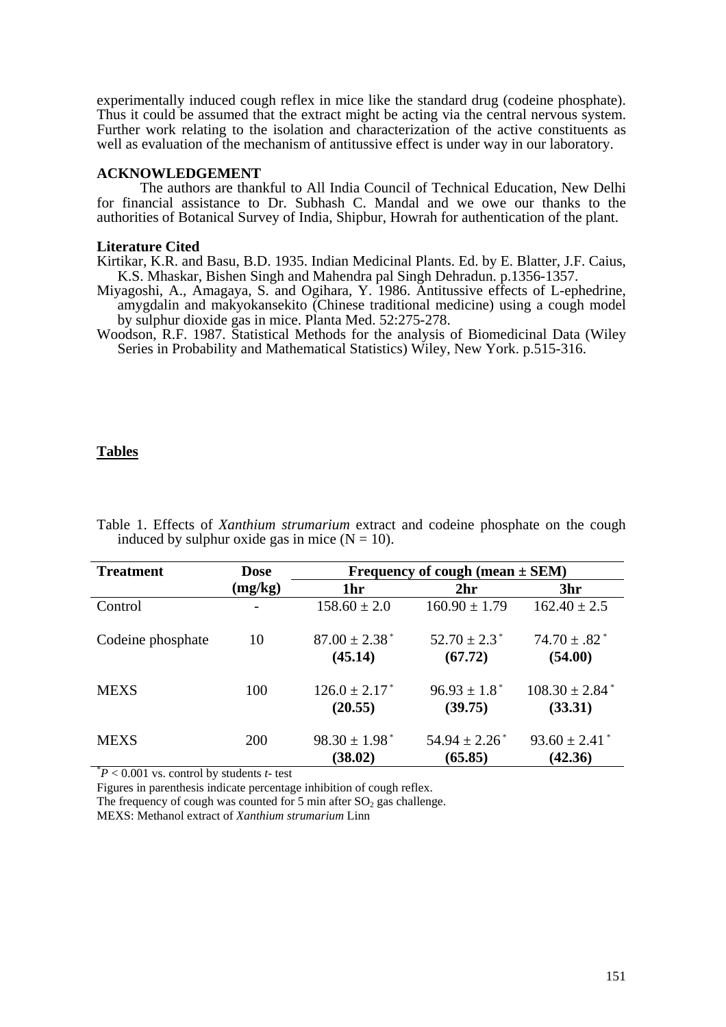experimentally induced cough reflex in mice like the standard drug (codeine phosphate). Thus it could be assumed that the extract might be acting via the central nervous system. Further work relating to the isolation and characterization of the active constituents as well as evaluation of the mechanism of antitussive effect is under way in our laboratory.

## ACKNOWLEDGEMENT

The authors are thankful to All India Council of Technical Education, New Delhi for financial assistance to Dr. Subhash C. Mandal and we owe our thanks to the authorities of Botanical Survey of India, Shipbur, Howrah for authentication of the plant.

## Literature Cited

Kirtikar, K.R. and Basu, B.D. 1935. Indian Medicinal Plants. Ed. by E. Blatter, J.F. Caius, K.S. Mhaskar, Bishen Singh and Mahendra pal Singh Dehradun. p.1356-1357.

Miyagoshi, A., Amagaya, S. and Ogihara, Y. 1986. Antitussive effects of L-ephedrine, amygdalin and makyokansekito (Chinese traditional medicine) using a cough model by sulphur dioxide gas in mice. Planta Med. 52:275-278.

Woodson, R.F. 1987. Statistical Methods for the analysis of Biomedicinal Data (Wiley Series in Probability and Mathematical Statistics) Wiley, New York. p.515-316.

## Tables

Table 1. Effects of *Xanthium strumarium* extract and codeine phosphate on the cough induced by sulphur oxide gas in mice (N = 10).

| Treatment | Dose (mg/kg) | Frequency of cough (mean ± SEM) | | |
|---|---|---|---|---|
| | | 1hr | 2hr | 3hr |
| Control | - | 158.60 ± 2.0 | 160.90 ± 1.79 | 162.40 ± 2.5 |
| Codeine phosphate | 10 | 87.00 ± 2.38* **(45.14)** | 52.70 ± 2.3* **(67.72)** | 74.70 ± .82* **(54.00)** |
| MEXS | 100 | 126.0 ± 2.17* **(20.55)** | 96.93 ± 1.8* **(39.75)** | 108.30 ± 2.84* **(33.31)** |
| MEXS | 200 | 98.30 ± 1.98* **(38.02)** | 54.94 ± 2.26* **(65.85)** | 93.60 ± 2.41* **(42.36)** |

*$P < 0.001$ vs. control by students *t*- test

Figures in parenthesis indicate percentage inhibition of cough reflex.

The frequency of cough was counted for 5 min after $SO_2$ gas challenge.

MEXS: Methanol extract of *Xanthium strumarium* Linn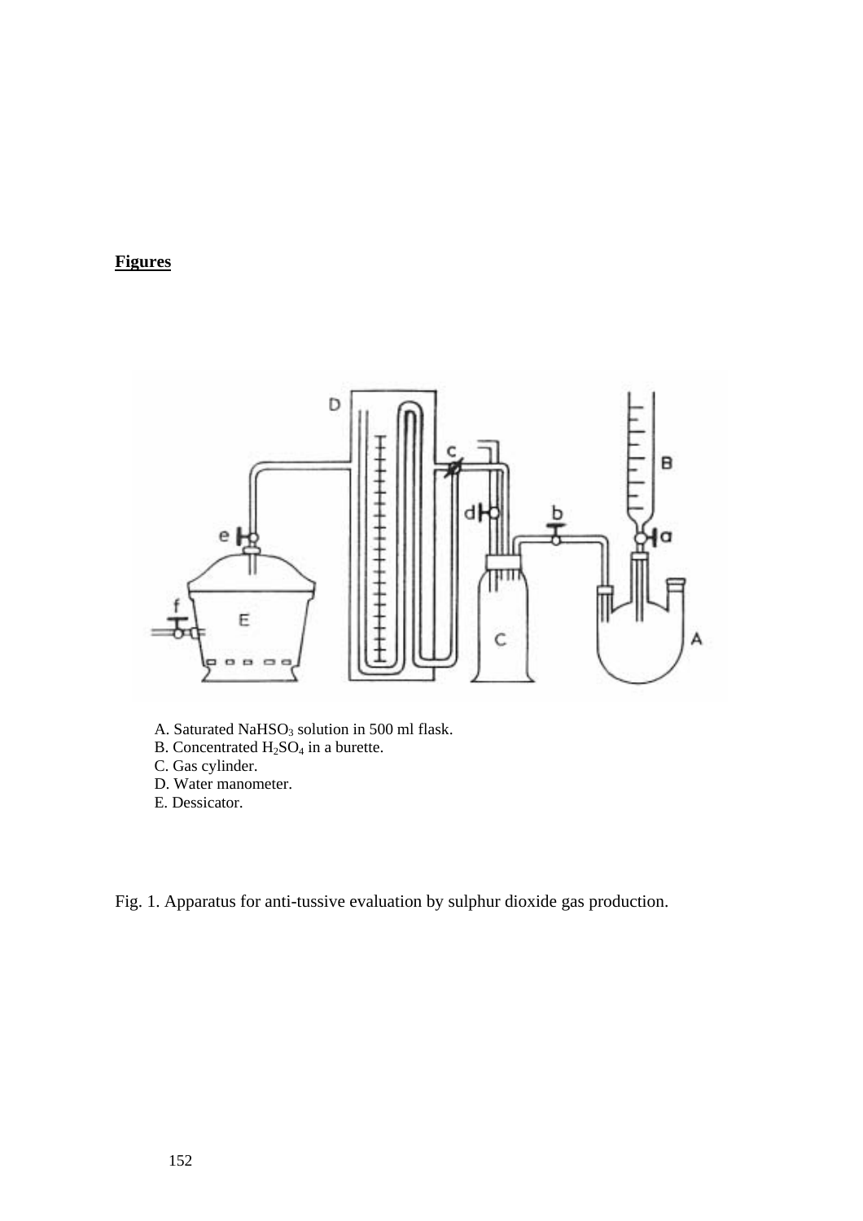**Figures**

A. Saturated $NaHSO_3$ solution in 500 ml flask.
B. Concentrated $H_2SO_4$ in a burette.
C. Gas cylinder.
D. Water manometer.
E. Dessicator.

Fig. 1. Apparatus for anti-tussive evaluation by sulphur dioxide gas production.